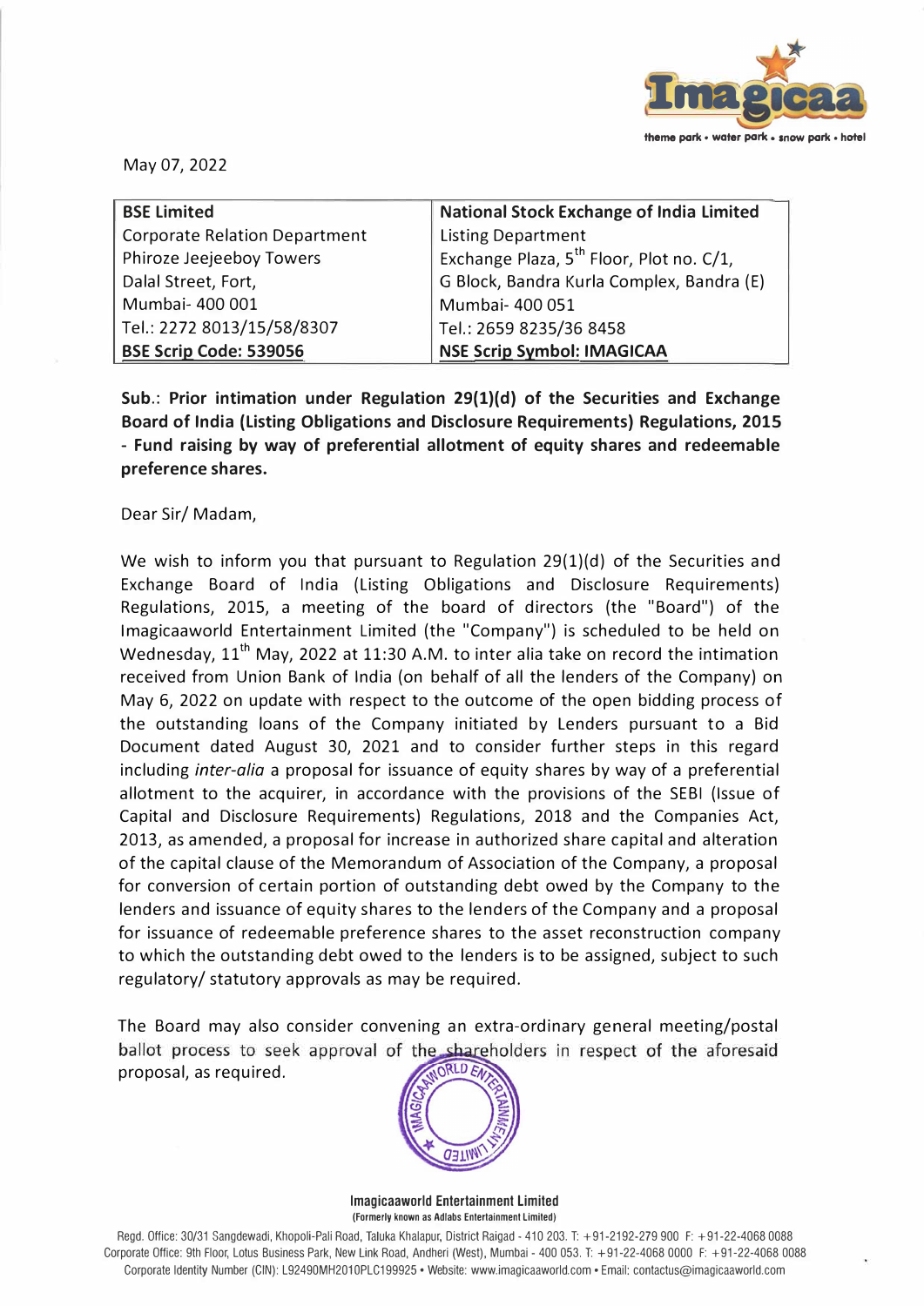May 07, 2022

| **BSE Limited** | **National Stock Exchange of India Limited** |
|---|---|
| Corporate Relation Department | Listing Department |
| Phiroze Jeejeeboy Towers | Exchange Plaza, 5th Floor, Plot no. C/1, |
| Dalal Street, Fort, | G Block, Bandra Kurla Complex, Bandra (E) |
| Mumbai- 400 001 | Mumbai- 400 051 |
| Tel.: 2272 8013/15/58/8307 | Tel.: 2659 8235/36 8458 |
| **BSE Scrip Code: 539056** | **NSE Scrip Symbol: IMAGICAA** |

**Sub.: Prior intimation under Regulation 29(1)(d) of the Securities and Exchange Board of India (Listing Obligations and Disclosure Requirements) Regulations, 2015 - Fund raising by way of preferential allotment of equity shares and redeemable preference shares.**

Dear Sir/ Madam,

We wish to inform you that pursuant to Regulation 29(1)(d) of the Securities and Exchange Board of India (Listing Obligations and Disclosure Requirements) Regulations, 2015, a meeting of the board of directors (the "Board") of the Imagicaaworld Entertainment Limited (the "Company") is scheduled to be held on Wednesday, 11th May, 2022 at 11:30 A.M. to inter alia take on record the intimation received from Union Bank of India (on behalf of all the lenders of the Company) on May 6, 2022 on update with respect to the outcome of the open bidding process of the outstanding loans of the Company initiated by Lenders pursuant to a Bid Document dated August 30, 2021 and to consider further steps in this regard including *inter-alia* a proposal for issuance of equity shares by way of a preferential allotment to the acquirer, in accordance with the provisions of the SEBI (Issue of Capital and Disclosure Requirements) Regulations, 2018 and the Companies Act, 2013, as amended, a proposal for increase in authorized share capital and alteration of the capital clause of the Memorandum of Association of the Company, a proposal for conversion of certain portion of outstanding debt owed by the Company to the lenders and issuance of equity shares to the lenders of the Company and a proposal for issuance of redeemable preference shares to the asset reconstruction company to which the outstanding debt owed to the lenders is to be assigned, subject to such regulatory/ statutory approvals as may be required.

The Board may also consider convening an extra-ordinary general meeting/postal ballot process to seek approval of the shareholders in respect of the aforesaid proposal, as required.

**Imagicaaworld Entertainment Limited**
(Formerly known as Adlabs Entertainment Limited)

Regd. Office: 30/31 Sangdewadi, Khopoli-Pali Road, Taluka Khalapur, District Raigad - 410 203. T: +91-2192-279 900 F: +91-22-4068 0088
Corporate Office: 9th Floor, Lotus Business Park, New Link Road, Andheri (West), Mumbai - 400 053. T: +91-22-4068 0000 F: +91-22-4068 0088
Corporate Identity Number (CIN): L92490MH2010PLC199925 • Website: www.imagicaaworld.com • Email: contactus@imagicaaworld.com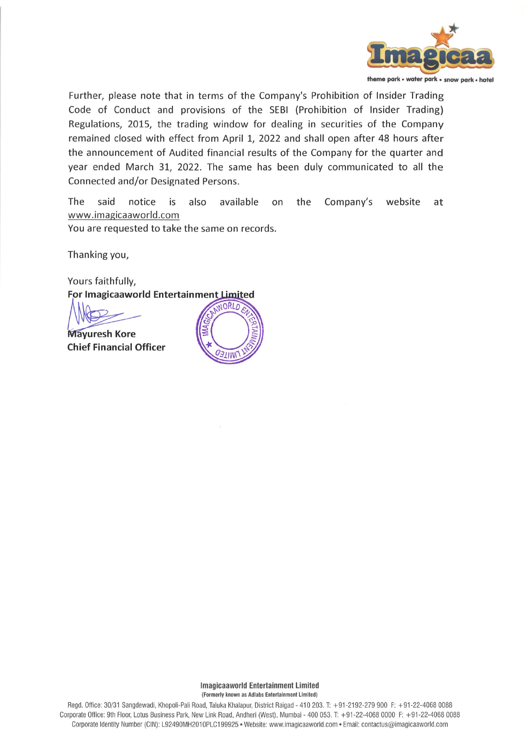Further, please note that in terms of the Company's Prohibition of Insider Trading Code of Conduct and provisions of the SEBI (Prohibition of Insider Trading) Regulations, 2015, the trading window for dealing in securities of the Company remained closed with effect from April 1, 2022 and shall open after 48 hours after the announcement of Audited financial results of the Company for the quarter and year ended March 31, 2022. The same has been duly communicated to all the Connected and/or Designated Persons.

The said notice is also available on the Company's website at www.imagicaaworld.com

You are requested to take the same on records.

Thanking you,

Yours faithfully,

**For Imagicaaworld Entertainment Limited**

**Mayuresh Kore**
**Chief Financial Officer**

**Imagicaaworld Entertainment Limited**
**(Formerly known as Adlabs Entertainment Limited)**

Regd. Office: 30/31 Sangdewadi, Khopoli-Pali Road, Taluka Khalapur, District Raigad - 410 203. T: +91-2192-279 900 F: +91-22-4068 0088
Corporate Office: 9th Floor, Lotus Business Park, New Link Road, Andheri (West), Mumbai - 400 053. T: +91-22-4068 0000 F: +91-22-4068 0088
Corporate Identity Number (CIN): L92490MH2010PLC199925 • Website: www.imagicaaworld.com • Email: contactus@imagicaaworld.com